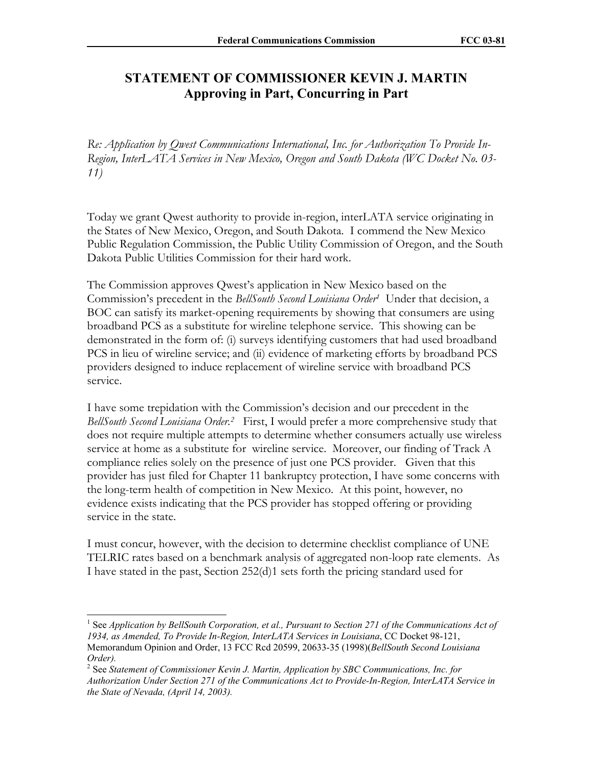## STATEMENT OF COMMISSIONER KEVIN J. MARTIN
## Approving in Part, Concurring in Part

*Re: Application by Qwest Communications International, Inc. for Authorization To Provide In-Region, InterLATA Services in New Mexico, Oregon and South Dakota (WC Docket No. 03-11)*

Today we grant Qwest authority to provide in-region, interLATA service originating in the States of New Mexico, Oregon, and South Dakota. I commend the New Mexico Public Regulation Commission, the Public Utility Commission of Oregon, and the South Dakota Public Utilities Commission for their hard work.

The Commission approves Qwest's application in New Mexico based on the Commission's precedent in the *BellSouth Second Louisiana Order*[1] Under that decision, a BOC can satisfy its market-opening requirements by showing that consumers are using broadband PCS as a substitute for wireline telephone service. This showing can be demonstrated in the form of: (i) surveys identifying customers that had used broadband PCS in lieu of wireline service; and (ii) evidence of marketing efforts by broadband PCS providers designed to induce replacement of wireline service with broadband PCS service.

I have some trepidation with the Commission's decision and our precedent in the *BellSouth Second Louisiana Order.*[2] First, I would prefer a more comprehensive study that does not require multiple attempts to determine whether consumers actually use wireless service at home as a substitute for wireline service. Moreover, our finding of Track A compliance relies solely on the presence of just one PCS provider. Given that this provider has just filed for Chapter 11 bankruptcy protection, I have some concerns with the long-term health of competition in New Mexico. At this point, however, no evidence exists indicating that the PCS provider has stopped offering or providing service in the state.

I must concur, however, with the decision to determine checklist compliance of UNE TELRIC rates based on a benchmark analysis of aggregated non-loop rate elements. As I have stated in the past, Section 252(d)1 sets forth the pricing standard used for

---

[1] See *Application by BellSouth Corporation, et al., Pursuant to Section 271 of the Communications Act of 1934, as Amended, To Provide In-Region, InterLATA Services in Louisiana*, CC Docket 98-121, Memorandum Opinion and Order, 13 FCC Rcd 20599, 20633-35 (1998)(*BellSouth Second Louisiana Order).*

[2] See *Statement of Commissioner Kevin J. Martin, Application by SBC Communications, Inc. for Authorization Under Section 271 of the Communications Act to Provide-In-Region, InterLATA Service in the State of Nevada, (April 14, 2003).*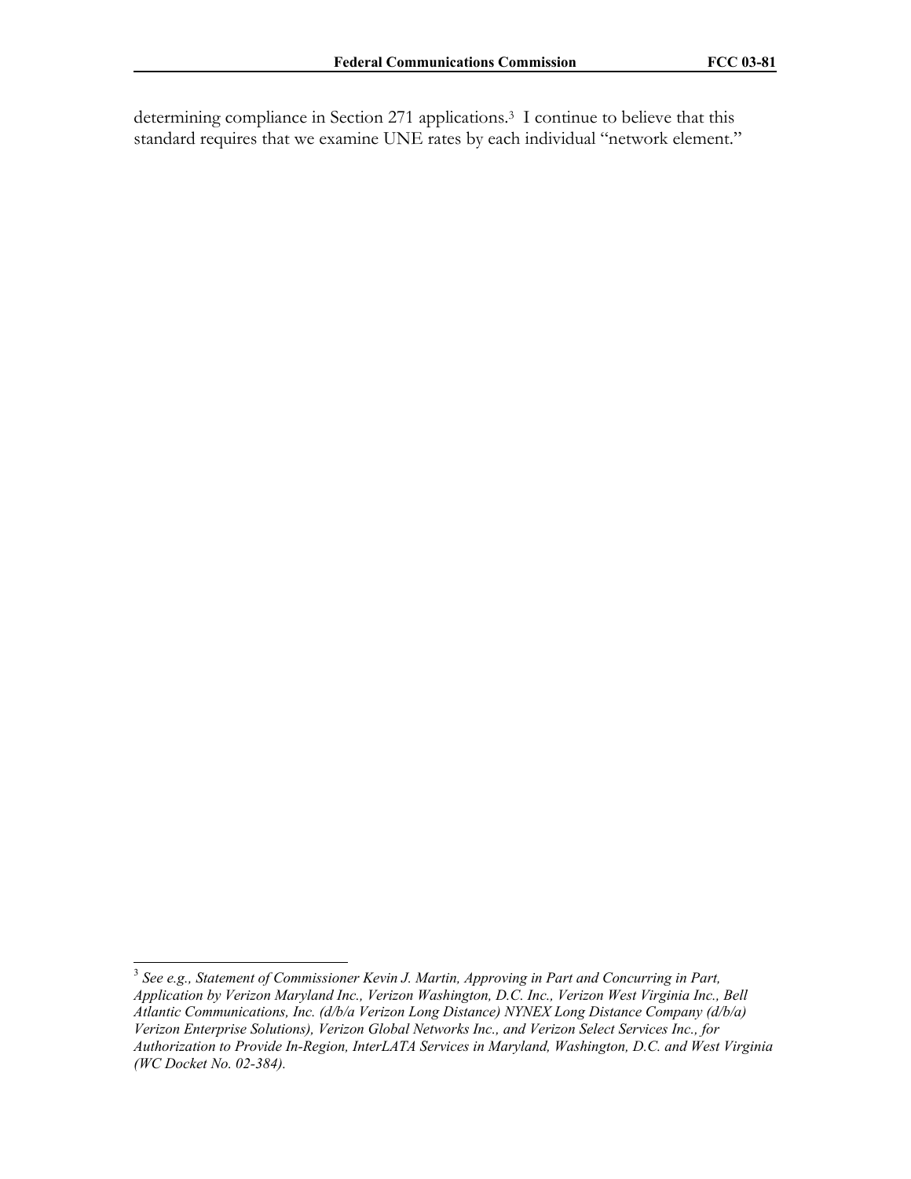determining compliance in Section 271 applications.[3] I continue to believe that this standard requires that we examine UNE rates by each individual "network element."

---

[3] *See e.g., Statement of Commissioner Kevin J. Martin, Approving in Part and Concurring in Part, Application by Verizon Maryland Inc., Verizon Washington, D.C. Inc., Verizon West Virginia Inc., Bell Atlantic Communications, Inc. (d/b/a Verizon Long Distance) NYNEX Long Distance Company (d/b/a) Verizon Enterprise Solutions), Verizon Global Networks Inc., and Verizon Select Services Inc., for Authorization to Provide In-Region, InterLATA Services in Maryland, Washington, D.C. and West Virginia (WC Docket No. 02-384).*